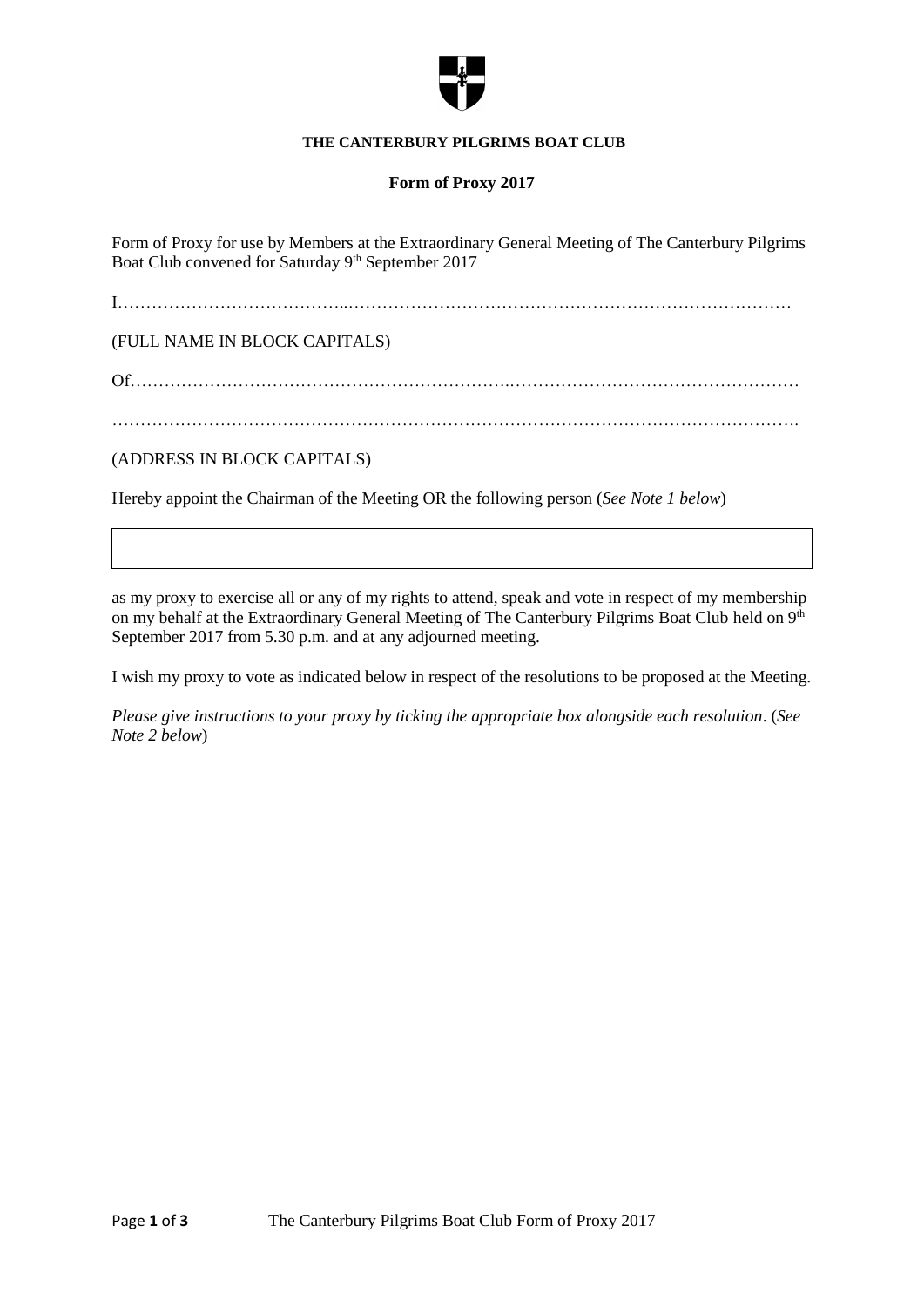**THE CANTERBURY PILGRIMS BOAT CLUB**

**Form of Proxy 2017**

Form of Proxy for use by Members at the Extraordinary General Meeting of The Canterbury Pilgrims Boat Club convened for Saturday 9th September 2017

I…………………………………..……………………………………………………………………

(FULL NAME IN BLOCK CAPITALS)

Of………………………………………………………..……………………………………………

……………………………………………………………………………………………………….

(ADDRESS IN BLOCK CAPITALS)

Hereby appoint the Chairman of the Meeting OR the following person (*See Note 1 below*)

| |
|---|
| |

as my proxy to exercise all or any of my rights to attend, speak and vote in respect of my membership on my behalf at the Extraordinary General Meeting of The Canterbury Pilgrims Boat Club held on 9th September 2017 from 5.30 p.m. and at any adjourned meeting.

I wish my proxy to vote as indicated below in respect of the resolutions to be proposed at the Meeting.

*Please give instructions to your proxy by ticking the appropriate box alongside each resolution*. (*See Note 2 below*)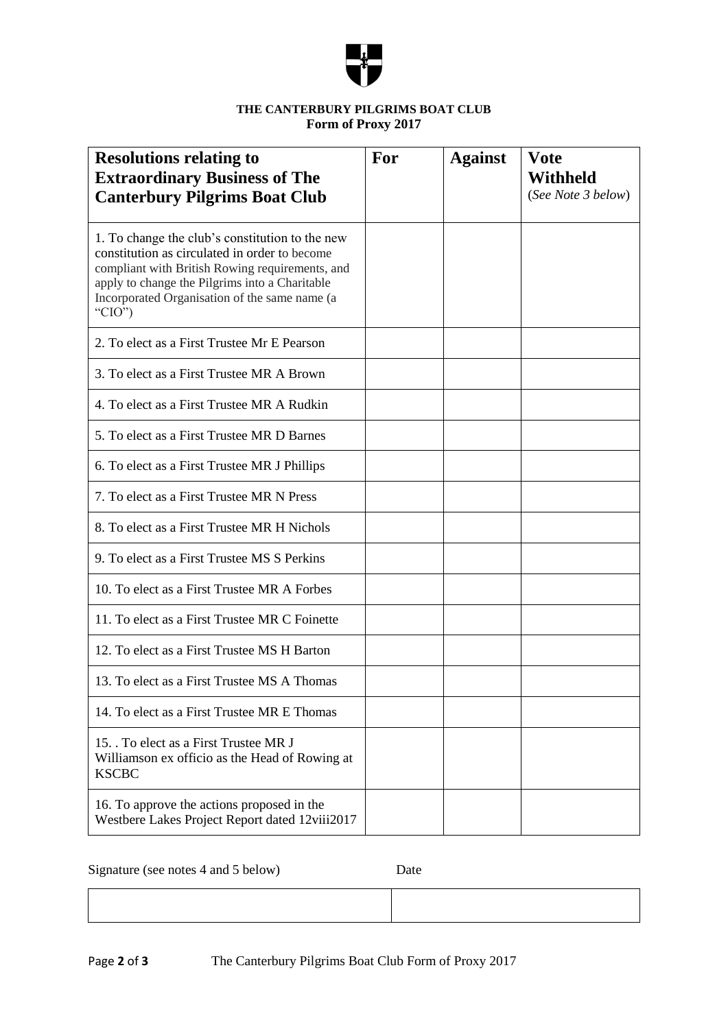**THE CANTERBURY PILGRIMS BOAT CLUB**
**Form of Proxy 2017**

| **Resolutions relating to Extraordinary Business of The Canterbury Pilgrims Boat Club** | **For** | **Against** | **Vote Withheld** (*See Note 3 below*) |
|---|---|---|---|
| 1. To change the club's constitution to the new constitution as circulated in order to become compliant with British Rowing requirements, and apply to change the Pilgrims into a Charitable Incorporated Organisation of the same name (a "CIO") | | | |
| 2. To elect as a First Trustee Mr E Pearson | | | |
| 3. To elect as a First Trustee MR A Brown | | | |
| 4. To elect as a First Trustee MR A Rudkin | | | |
| 5. To elect as a First Trustee MR D Barnes | | | |
| 6. To elect as a First Trustee MR J Phillips | | | |
| 7. To elect as a First Trustee MR N Press | | | |
| 8. To elect as a First Trustee MR H Nichols | | | |
| 9. To elect as a First Trustee MS S Perkins | | | |
| 10. To elect as a First Trustee MR A Forbes | | | |
| 11. To elect as a First Trustee MR C Foinette | | | |
| 12. To elect as a First Trustee MS H Barton | | | |
| 13. To elect as a First Trustee MS A Thomas | | | |
| 14. To elect as a First Trustee MR E Thomas | | | |
| 15. . To elect as a First Trustee MR J Williamson ex officio as the Head of Rowing at KSCBC | | | |
| 16. To approve the actions proposed in the Westbere Lakes Project Report dated 12viii2017 | | | |

| Signature (see notes 4 and 5 below) | Date |
|---|---|
| | |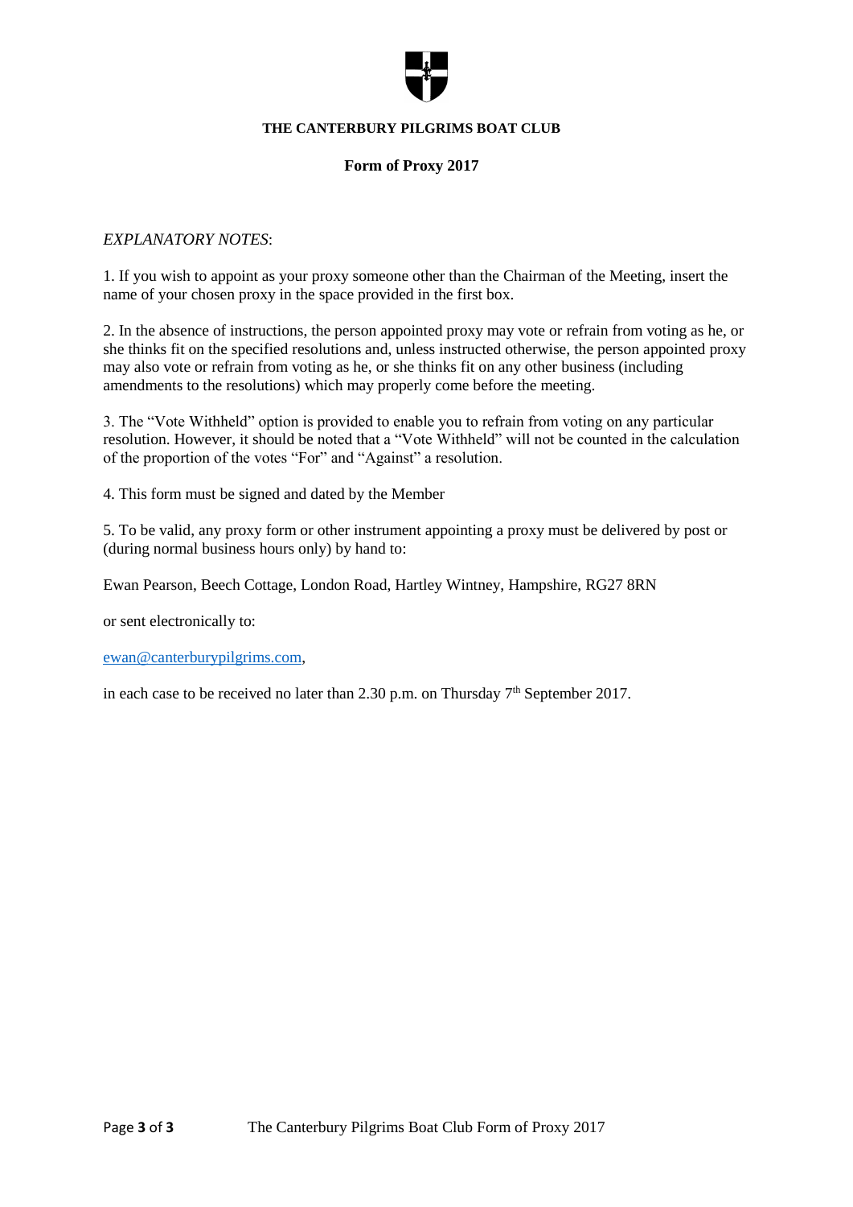**THE CANTERBURY PILGRIMS BOAT CLUB**

**Form of Proxy 2017**

*EXPLANATORY NOTES*:

1. If you wish to appoint as your proxy someone other than the Chairman of the Meeting, insert the name of your chosen proxy in the space provided in the first box.

2. In the absence of instructions, the person appointed proxy may vote or refrain from voting as he, or she thinks fit on the specified resolutions and, unless instructed otherwise, the person appointed proxy may also vote or refrain from voting as he, or she thinks fit on any other business (including amendments to the resolutions) which may properly come before the meeting.

3. The "Vote Withheld" option is provided to enable you to refrain from voting on any particular resolution. However, it should be noted that a "Vote Withheld" will not be counted in the calculation of the proportion of the votes "For" and "Against" a resolution.

4. This form must be signed and dated by the Member

5. To be valid, any proxy form or other instrument appointing a proxy must be delivered by post or (during normal business hours only) by hand to:

Ewan Pearson, Beech Cottage, London Road, Hartley Wintney, Hampshire, RG27 8RN

or sent electronically to:

ewan@canterburypilgrims.com,

in each case to be received no later than 2.30 p.m. on Thursday 7th September 2017.